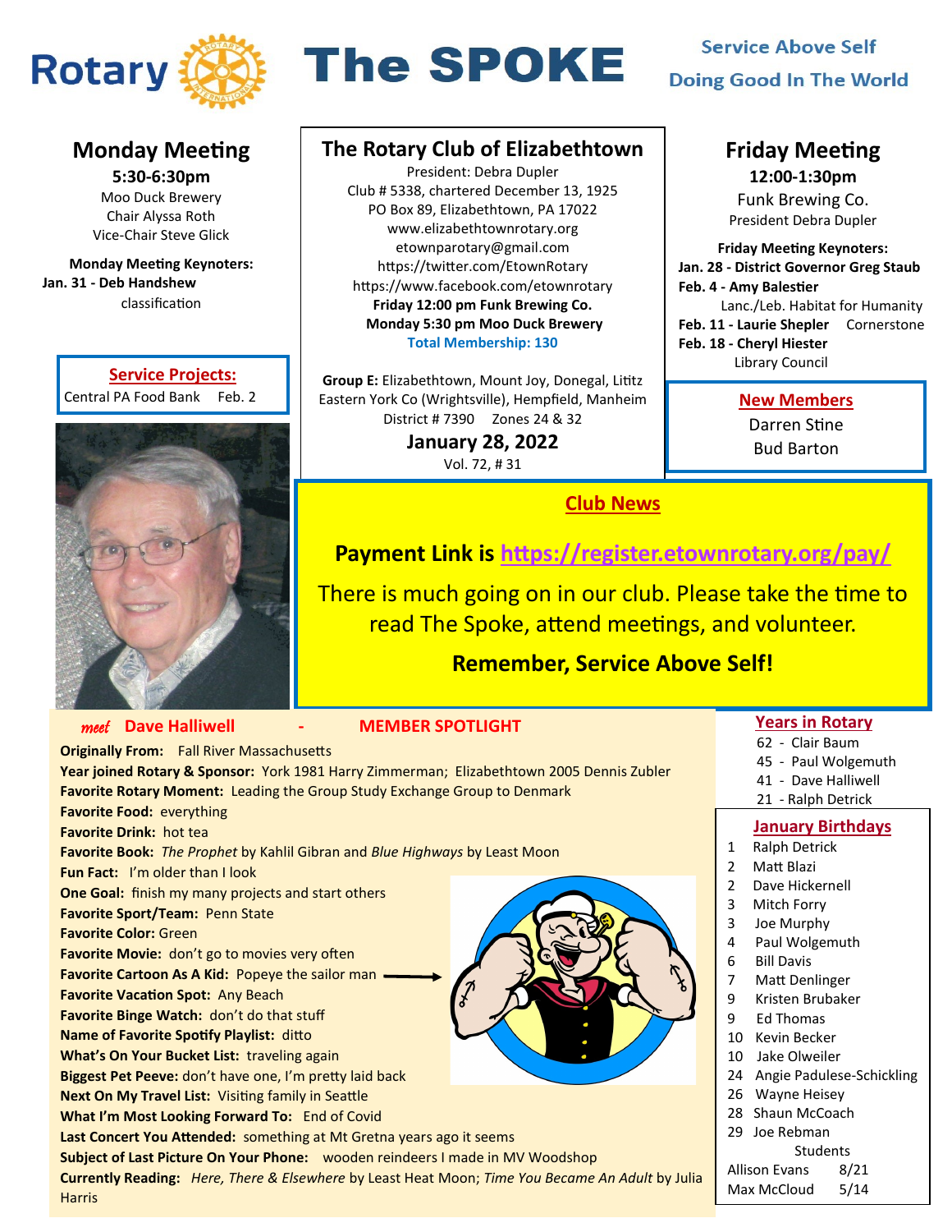# Rotary — The SPOKE

**Service Above Self**
**Doing Good In The World**

## Monday Meeting

**5:30-6:30pm**
Moo Duck Brewery
Chair Alyssa Roth
Vice-Chair Steve Glick

**Monday Meeting Keynoters:**
**Jan. 31 - Deb Handshew** classification

### Service Projects:

Central PA Food Bank Feb. 2

## The Rotary Club of Elizabethtown

President: Debra Dupler
Club # 5338, chartered December 13, 1925
PO Box 89, Elizabethtown, PA 17022
www.elizabethtownrotary.org
etownparotary@gmail.com
https://twitter.com/EtownRotary
https://www.facebook.com/etownrotary
**Friday 12:00 pm Funk Brewing Co.**
**Monday 5:30 pm Moo Duck Brewery**
**Total Membership: 130**

**Group E:** Elizabethtown, Mount Joy, Donegal, Lititz Eastern York Co (Wrightsville), Hempfield, Manheim
District # 7390 Zones 24 & 32

**January 28, 2022**
Vol. 72, # 31

## Friday Meeting

**12:00-1:30pm**
Funk Brewing Co.
President Debra Dupler

**Friday Meeting Keynoters:**
**Jan. 28 - District Governor Greg Staub**
**Feb. 4 - Amy Balestier** Lanc./Leb. Habitat for Humanity
**Feb. 11 - Laurie Shepler** Cornerstone
**Feb. 18 - Cheryl Hiester** Library Council

### New Members

Darren Stine
Bud Barton

## Club News

**Payment Link is https://register.etownrotary.org/pay/**

There is much going on in our club. Please take the time to read The Spoke, attend meetings, and volunteer.

**Remember, Service Above Self!**

## *meet* Dave Halliwell - MEMBER SPOTLIGHT

**Originally From:** Fall River Massachusetts
**Year joined Rotary & Sponsor:** York 1981 Harry Zimmerman; Elizabethtown 2005 Dennis Zubler
**Favorite Rotary Moment:** Leading the Group Study Exchange Group to Denmark
**Favorite Food:** everything
**Favorite Drink:** hot tea
**Favorite Book:** *The Prophet* by Kahlil Gibran and *Blue Highways* by Least Moon
**Fun Fact:** I'm older than I look
**One Goal:** finish my many projects and start others
**Favorite Sport/Team:** Penn State
**Favorite Color:** Green
**Favorite Movie:** don't go to movies very often
**Favorite Cartoon As A Kid:** Popeye the sailor man
**Favorite Vacation Spot:** Any Beach
**Favorite Binge Watch:** don't do that stuff
**Name of Favorite Spotify Playlist:** ditto
**What's On Your Bucket List:** traveling again
**Biggest Pet Peeve:** don't have one, I'm pretty laid back
**Next On My Travel List:** Visiting family in Seattle
**What I'm Most Looking Forward To:** End of Covid
**Last Concert You Attended:** something at Mt Gretna years ago it seems
**Subject of Last Picture On Your Phone:** wooden reindeers I made in MV Woodshop
**Currently Reading:** *Here, There & Elsewhere* by Least Heat Moon; *Time You Became An Adult* by Julia Harris

### Years in Rotary

- 62 - Clair Baum
- 45 - Paul Wolgemuth
- 41 - Dave Halliwell
- 21 - Ralph Detrick

### January Birthdays

| | |
|---|---|
| 1 | Ralph Detrick |
| 2 | Matt Blazi |
| 2 | Dave Hickernell |
| 3 | Mitch Forry |
| 3 | Joe Murphy |
| 4 | Paul Wolgemuth |
| 6 | Bill Davis |
| 7 | Matt Denlinger |
| 9 | Kristen Brubaker |
| 9 | Ed Thomas |
| 10 | Kevin Becker |
| 10 | Jake Olweiler |
| 24 | Angie Padulese-Schickling |
| 26 | Wayne Heisey |
| 28 | Shaun McCoach |
| 29 | Joe Rebman |

Students

| | |
|---|---|
| Allison Evans | 8/21 |
| Max McCloud | 5/14 |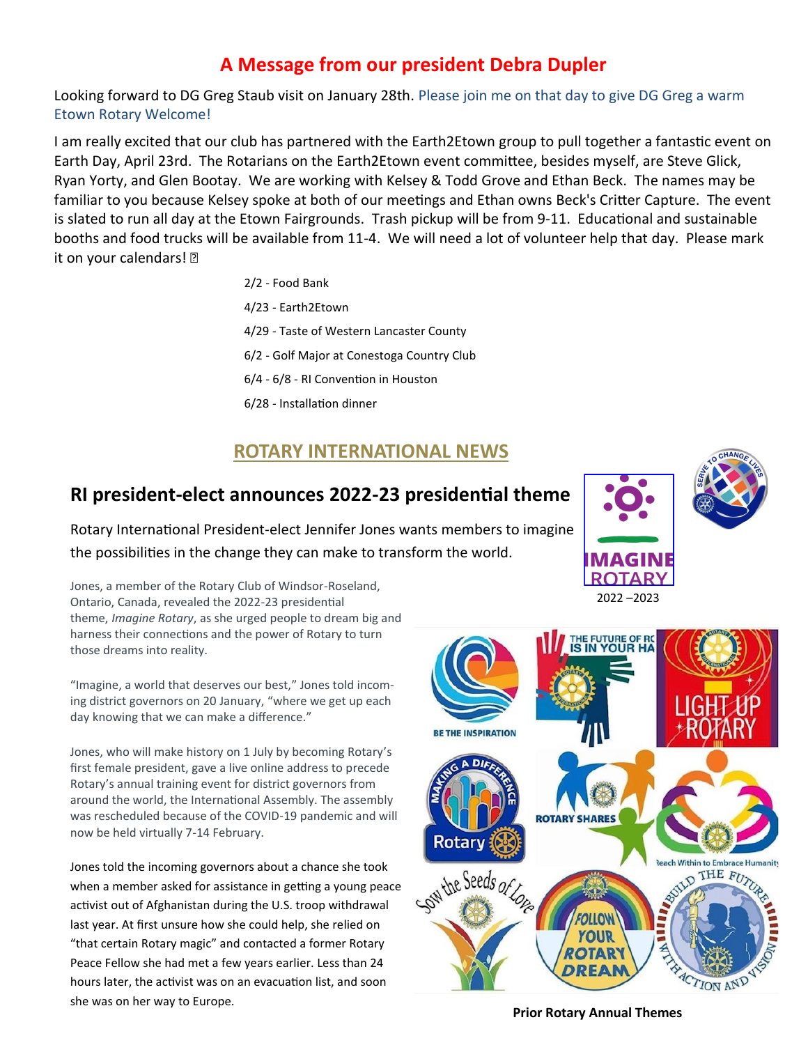## A Message from our president Debra Dupler

Looking forward to DG Greg Staub visit on January 28th. Please join me on that day to give DG Greg a warm Etown Rotary Welcome!

I am really excited that our club has partnered with the Earth2Etown group to pull together a fantastic event on Earth Day, April 23rd. The Rotarians on the Earth2Etown event committee, besides myself, are Steve Glick, Ryan Yorty, and Glen Bootay. We are working with Kelsey & Todd Grove and Ethan Beck. The names may be familiar to you because Kelsey spoke at both of our meetings and Ethan owns Beck's Critter Capture. The event is slated to run all day at the Etown Fairgrounds. Trash pickup will be from 9-11. Educational and sustainable booths and food trucks will be available from 11-4. We will need a lot of volunteer help that day. Please mark it on your calendars!

2/2 - Food Bank

4/23 - Earth2Etown

4/29 - Taste of Western Lancaster County

6/2 - Golf Major at Conestoga Country Club

6/4 - 6/8 - RI Convention in Houston

6/28 - Installation dinner

## ROTARY INTERNATIONAL NEWS

### RI president-elect announces 2022-23 presidential theme

Rotary International President-elect Jennifer Jones wants members to imagine the possibilities in the change they can make to transform the world.

IMAGINE ROTARY

2022 –2023

Jones, a member of the Rotary Club of Windsor-Roseland, Ontario, Canada, revealed the 2022-23 presidential theme, *Imagine Rotary*, as she urged people to dream big and harness their connections and the power of Rotary to turn those dreams into reality.

"Imagine, a world that deserves our best," Jones told incoming district governors on 20 January, "where we get up each day knowing that we can make a difference."

Jones, who will make history on 1 July by becoming Rotary's first female president, gave a live online address to precede Rotary's annual training event for district governors from around the world, the International Assembly. The assembly was rescheduled because of the COVID-19 pandemic and will now be held virtually 7-14 February.

Jones told the incoming governors about a chance she took when a member asked for assistance in getting a young peace activist out of Afghanistan during the U.S. troop withdrawal last year. At first unsure how she could help, she relied on "that certain Rotary magic" and contacted a former Rotary Peace Fellow she had met a few years earlier. Less than 24 hours later, the activist was on an evacuation list, and soon she was on her way to Europe.

**Prior Rotary Annual Themes**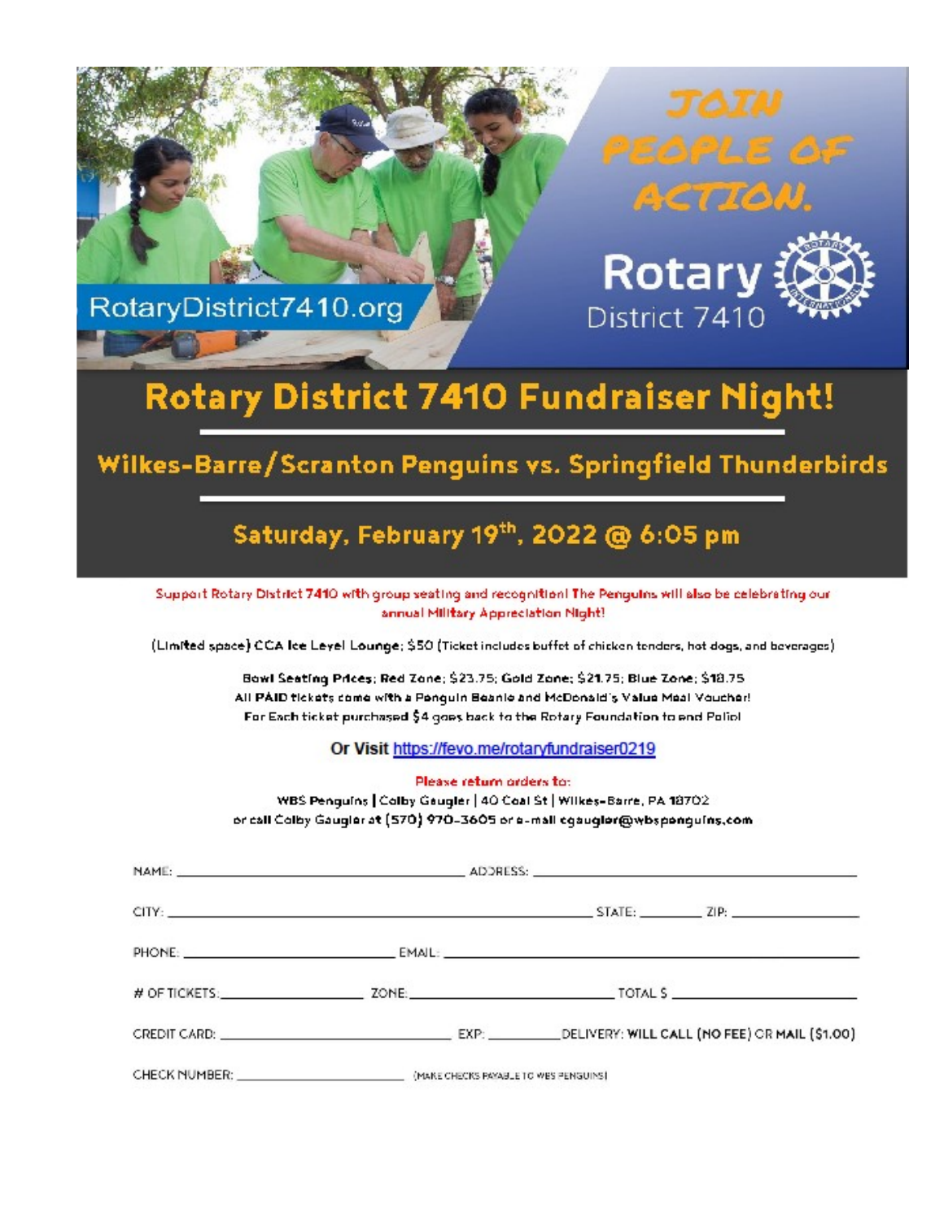JOIN PEOPLE OF ACTION.

Rotary District 7410

RotaryDistrict7410.org

# Rotary District 7410 Fundraiser Night!

## Wilkes-Barre/Scranton Penguins vs. Springfield Thunderbirds

## Saturday, February 19th, 2022 @ 6:05 pm

Support Rotary District 7410 with group seating and recognition! The Penguins will also be celebrating our annual Military Appreciation Night!

(Limited space) CCA Ice Level Lounge; $50 (Ticket includes buffet of chicken tenders, hot dogs, and beverages)

**Bowl Seating Prices; Red Zone; $23.75; Gold Zone; $21.75; Blue Zone; $18.75**
**All PAID tickets come with a Penguin Beanie and McDonald's Value Meal Voucher!**
**For Each ticket purchased $4 goes back to the Rotary Foundation to end Polio!**

**Or Visit https://fevo.me/rotaryfundraiser0219**

**Please return orders to:**
**WBS Penguins | Colby Gaugler | 40 Coal St | Wilkes-Barre, PA 18702**
**or call Colby Gaugler at (570) 970-3605 or e-mail cgaugler@wbspenguins.com**

NAME: ______________________ ADDRESS: ______________________

CITY: ______________________ STATE: ________ ZIP: ____________

PHONE: ____________________ EMAIL: ______________________

\# OF TICKETS: ____________ ZONE: ____________________ TOTAL $ ____________

CREDIT CARD: ____________________ EXP: ________ DELIVERY: **WILL CALL** (NO FEE) OR **MAIL** ($1.00)

CHECK NUMBER: ____________________ (MAKE CHECKS PAYABLE TO WBS PENGUINS)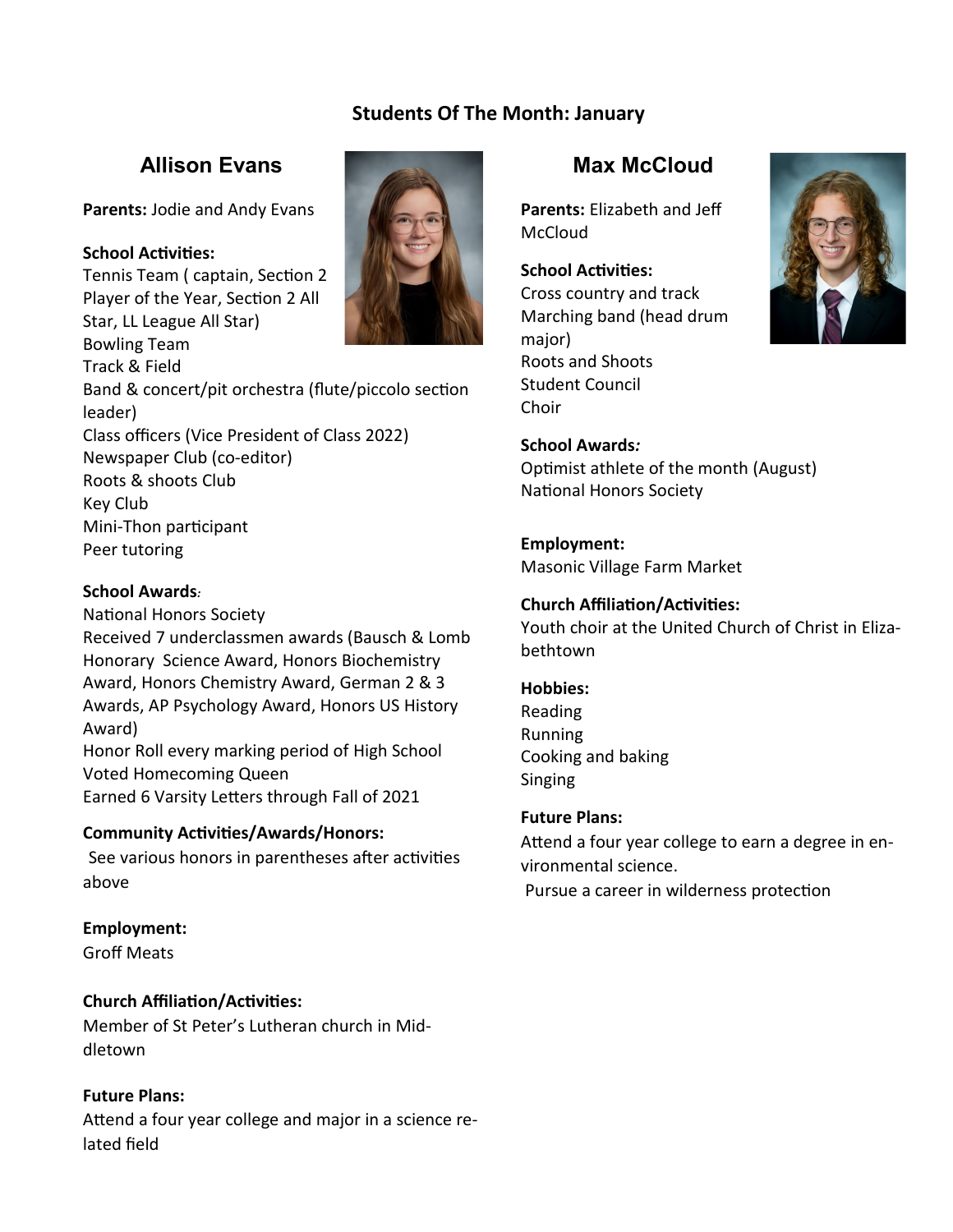## Students Of The Month: January

### Allison Evans

**Parents:** Jodie and Andy Evans

**School Activities:**
Tennis Team ( captain, Section 2 Player of the Year, Section 2 All Star, LL League All Star)
Bowling Team
Track & Field
Band & concert/pit orchestra (flute/piccolo section leader)
Class officers (Vice President of Class 2022)
Newspaper Club (co-editor)
Roots & shoots Club
Key Club
Mini-Thon participant
Peer tutoring

**School Awards***:*
National Honors Society
Received 7 underclassmen awards (Bausch & Lomb Honorary Science Award, Honors Biochemistry Award, Honors Chemistry Award, German 2 & 3 Awards, AP Psychology Award, Honors US History Award)
Honor Roll every marking period of High School
Voted Homecoming Queen
Earned 6 Varsity Letters through Fall of 2021

**Community Activities/Awards/Honors:**
See various honors in parentheses after activities above

**Employment:**
Groff Meats

**Church Affiliation/Activities:**
Member of St Peter's Lutheran church in Middletown

**Future Plans:**
Attend a four year college and major in a science related field

### Max McCloud

**Parents:** Elizabeth and Jeff McCloud

**School Activities:**
Cross country and track
Marching band (head drum major)
Roots and Shoots
Student Council
Choir

**School Awards***:*
Optimist athlete of the month (August)
National Honors Society

**Employment:**
Masonic Village Farm Market

**Church Affiliation/Activities:**
Youth choir at the United Church of Christ in Elizabethtown

**Hobbies:**
Reading
Running
Cooking and baking
Singing

**Future Plans:**
Attend a four year college to earn a degree in environmental science.
Pursue a career in wilderness protection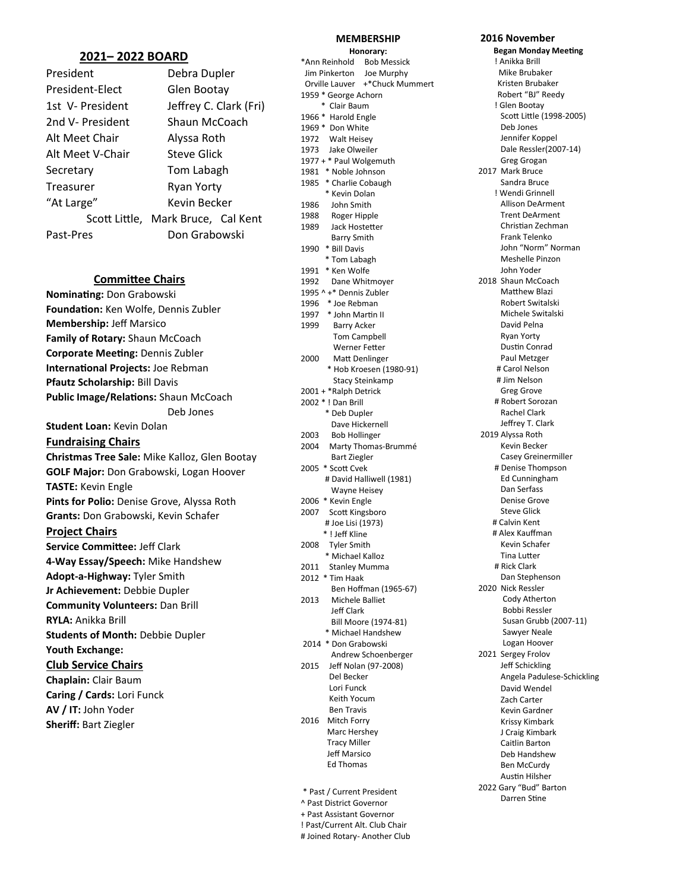## 2021– 2022 BOARD

| | |
|---|---|
| President | Debra Dupler |
| President-Elect | Glen Bootay |
| 1st V- President | Jeffrey C. Clark (Fri) |
| 2nd V- President | Shaun McCoach |
| Alt Meet Chair | Alyssa Roth |
| Alt Meet V-Chair | Steve Glick |
| Secretary | Tom Labagh |
| Treasurer | Ryan Yorty |
| "At Large" | Kevin Becker |
| | Scott Little, Mark Bruce, Cal Kent |
| Past-Pres | Don Grabowski |

### Committee Chairs

**Nominating:** Don Grabowski
**Foundation:** Ken Wolfe, Dennis Zubler
**Membership:** Jeff Marsico
**Family of Rotary:** Shaun McCoach
**Corporate Meeting:** Dennis Zubler
**International Projects:** Joe Rebman
**Pfautz Scholarship:** Bill Davis
**Public Image/Relations:** Shaun McCoach
Deb Jones
**Student Loan:** Kevin Dolan

### Fundraising Chairs

**Christmas Tree Sale:** Mike Kalloz, Glen Bootay
**GOLF Major:** Don Grabowski, Logan Hoover
**TASTE:** Kevin Engle
**Pints for Polio:** Denise Grove, Alyssa Roth
**Grants:** Don Grabowski, Kevin Schafer

### Project Chairs

**Service Committee:** Jeff Clark
**4-Way Essay/Speech:** Mike Handshew
**Adopt-a-Highway:** Tyler Smith
**Jr Achievement:** Debbie Dupler
**Community Volunteers:** Dan Brill
**RYLA:** Anikka Brill
**Students of Month:** Debbie Dupler
**Youth Exchange:**

### Club Service Chairs

**Chaplain:** Clair Baum
**Caring / Cards:** Lori Funck
**AV / IT:** John Yoder
**Sheriff:** Bart Ziegler

## MEMBERSHIP

**Honorary:**
*Ann Reinhold Bob Messick
Jim Pinkerton Joe Murphy
Orville Lauver +*Chuck Mummert

1959 * George Achorn
* Clair Baum
1966 * Harold Engle
1969 * Don White
1972 Walt Heisey
1973 Jake Olweiler
1977 + * Paul Wolgemuth
1981 * Noble Johnson
1985 * Charlie Cobaugh
* Kevin Dolan
1986 John Smith
1988 Roger Hipple
1989 Jack Hostetter
Barry Smith
1990 * Bill Davis
* Tom Labagh
1991 * Ken Wolfe
1992 Dane Whitmoyer
1995 ^ +* Dennis Zubler
1996 * Joe Rebman
1997 * John Martin II
1999 Barry Acker
Tom Campbell
Werner Fetter
2000 Matt Denlinger
* Hob Kroesen (1980-91)
Stacy Steinkamp
2001 + *Ralph Detrick
2002 * ! Dan Brill
* Deb Dupler
Dave Hickernell
2003 Bob Hollinger
2004 Marty Thomas-Brummé
Bart Ziegler
2005 * Scott Cvek
# David Halliwell (1981)
Wayne Heisey
2006 * Kevin Engle
2007 Scott Kingsboro
# Joe Lisi (1973)
* ! Jeff Kline
2008 Tyler Smith
* Michael Kalloz
2011 Stanley Mumma
2012 * Tim Haak
Ben Hoffman (1965-67)
2013 Michele Balliet
Jeff Clark
Bill Moore (1974-81)
* Michael Handshew
2014 * Don Grabowski
Andrew Schoenberger
2015 Jeff Nolan (97-2008)
Del Becker
Lori Funck
Keith Yocum
Ben Travis
2016 Mitch Forry
Marc Hershey
Tracy Miller
Jeff Marsico
Ed Thomas

**2016 November**
**Began Monday Meeting**
! Anikka Brill
Mike Brubaker
Kristen Brubaker
Robert "BJ" Reedy
! Glen Bootay
Scott Little (1998-2005)
Deb Jones
Jennifer Koppel
Dale Ressler(2007-14)
Greg Grogan
2017 Mark Bruce
Sandra Bruce
! Wendi Grinnell
Allison DeArment
Trent DeArment
Christian Zechman
Frank Telenko
John "Norm" Norman
Meshelle Pinzon
John Yoder
2018 Shaun McCoach
Matthew Blazi
Robert Switalski
Michele Switalski
David Pelna
Ryan Yorty
Dustin Conrad
Paul Metzger
# Carol Nelson
# Jim Nelson
Greg Grove
# Robert Sorozan
Rachel Clark
Jeffrey T. Clark
2019 Alyssa Roth
Kevin Becker
Casey Greinermiller
# Denise Thompson
Ed Cunningham
Dan Serfass
Denise Grove
Steve Glick
# Calvin Kent
# Alex Kauffman
Kevin Schafer
Tina Lutter
# Rick Clark
Dan Stephenson
2020 Nick Ressler
Cody Atherton
Bobbi Ressler
Susan Grubb (2007-11)
Sawyer Neale
Logan Hoover
2021 Sergey Frolov
Jeff Schickling
Angela Padulese-Schickling
David Wendel
Zach Carter
Kevin Gardner
Krissy Kimbark
J Craig Kimbark
Caitlin Barton
Deb Handshew
Ben McCurdy
Austin Hilsher
2022 Gary "Bud" Barton
Darren Stine

\* Past / Current President
^ Past District Governor
\+ Past Assistant Governor
! Past/Current Alt. Club Chair
\# Joined Rotary- Another Club